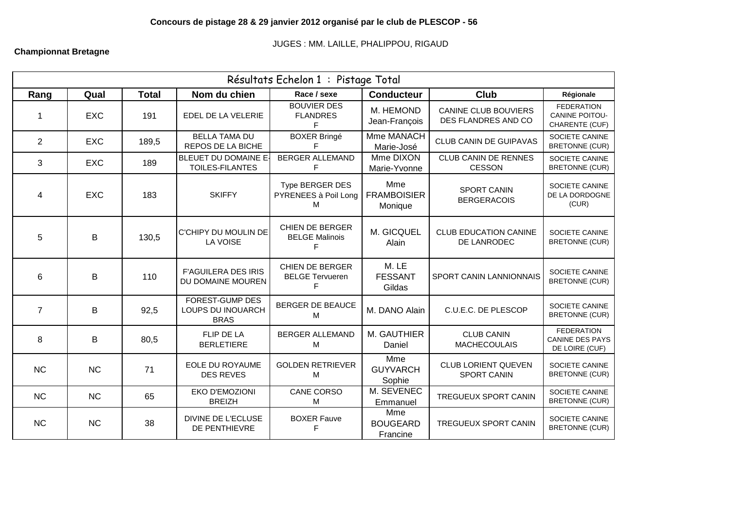**Concours de pistage 28 & 29 janvier 2012 organisé par le club de PLESCOP - 56**

JUGES : MM. LAILLE, PHALIPPOU, RIGAUD

**Championnat Bretagne**

| Résultats Echelon 1 : Pistage Total | | | | | | | |
|---|---|---|---|---|---|---|---|
| **Rang** | **Qual** | **Total** | **Nom du chien** | **Race / sexe** | **Conducteur** | **Club** | **Régionale** |
| 1 | EXC | 191 | EDEL DE LA VELERIE | BOUVIER DES FLANDRES F | M. HEMOND Jean-François | CANINE CLUB BOUVIERS DES FLANDRES AND CO | FEDERATION CANINE POITOU-CHARENTE (CUF) |
| 2 | EXC | 189,5 | BELLA TAMA DU REPOS DE LA BICHE | BOXER Bringé F | Mme MANACH Marie-José | CLUB CANIN DE GUIPAVAS | SOCIETE CANINE BRETONNE (CUR) |
| 3 | EXC | 189 | BLEUET DU DOMAINE E-TOILES-FILANTES | BERGER ALLEMAND F | Mme DIXON Marie-Yvonne | CLUB CANIN DE RENNES CESSON | SOCIETE CANINE BRETONNE (CUR) |
| 4 | EXC | 183 | SKIFFY | Type BERGER DES PYRENEES à Poil Long M | Mme FRAMBOISIER Monique | SPORT CANIN BERGERACOIS | SOCIETE CANINE DE LA DORDOGNE (CUR) |
| 5 | B | 130,5 | C'CHIPY DU MOULIN DE LA VOISE | CHIEN DE BERGER BELGE Malinois F | M. GICQUEL Alain | CLUB EDUCATION CANINE DE LANRODEC | SOCIETE CANINE BRETONNE (CUR) |
| 6 | B | 110 | F'AGUILERA DES IRIS DU DOMAINE MOUREN | CHIEN DE BERGER BELGE Tervueren F | M. LE FESSANT Gildas | SPORT CANIN LANNIONNAIS | SOCIETE CANINE BRETONNE (CUR) |
| 7 | B | 92,5 | FOREST-GUMP DES LOUPS DU INOUARCH BRAS | BERGER DE BEAUCE M | M. DANO Alain | C.U.E.C. DE PLESCOP | SOCIETE CANINE BRETONNE (CUR) |
| 8 | B | 80,5 | FLIP DE LA BERLETIERE | BERGER ALLEMAND M | M. GAUTHIER Daniel | CLUB CANIN MACHECOULAIS | FEDERATION CANINE DES PAYS DE LOIRE (CUF) |
| NC | NC | 71 | EOLE DU ROYAUME DES REVES | GOLDEN RETRIEVER M | Mme GUYVARCH Sophie | CLUB LORIENT QUEVEN SPORT CANIN | SOCIETE CANINE BRETONNE (CUR) |
| NC | NC | 65 | EKO D'EMOZIONI BREIZH | CANE CORSO M | M. SEVENEC Emmanuel | TREGUEUX SPORT CANIN | SOCIETE CANINE BRETONNE (CUR) |
| NC | NC | 38 | DIVINE DE L'ECLUSE DE PENTHIEVRE | BOXER Fauve F | Mme BOUGEARD Francine | TREGUEUX SPORT CANIN | SOCIETE CANINE BRETONNE (CUR) |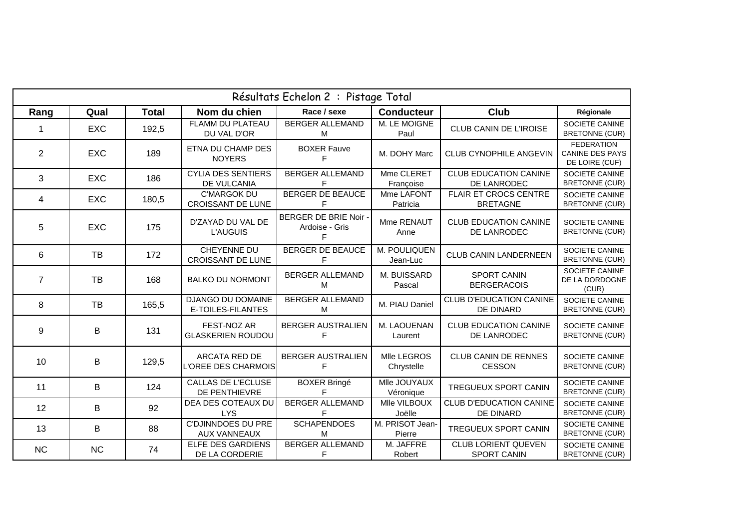| Résultats Echelon 2 : Pistage Total | | | | | | | |
|---|---|---|---|---|---|---|---|
| **Rang** | **Qual** | **Total** | **Nom du chien** | **Race / sexe** | **Conducteur** | **Club** | **Régionale** |
| 1 | EXC | 192,5 | FLAMM DU PLATEAU DU VAL D'OR | BERGER ALLEMAND M | M. LE MOIGNE Paul | CLUB CANIN DE L'IROISE | SOCIETE CANINE BRETONNE (CUR) |
| 2 | EXC | 189 | ETNA DU CHAMP DES NOYERS | BOXER Fauve F | M. DOHY Marc | CLUB CYNOPHILE ANGEVIN | FEDERATION CANINE DES PAYS DE LOIRE (CUF) |
| 3 | EXC | 186 | CYLIA DES SENTIERS DE VULCANIA | BERGER ALLEMAND F | Mme CLERET Françoise | CLUB EDUCATION CANINE DE LANRODEC | SOCIETE CANINE BRETONNE (CUR) |
| 4 | EXC | 180,5 | C'MARGOK DU CROISSANT DE LUNE | BERGER DE BEAUCE F | Mme LAFONT Patricia | FLAIR ET CROCS CENTRE BRETAGNE | SOCIETE CANINE BRETONNE (CUR) |
| 5 | EXC | 175 | D'ZAYAD DU VAL DE L'AUGUIS | BERGER DE BRIE Noir - Ardoise - Gris F | Mme RENAUT Anne | CLUB EDUCATION CANINE DE LANRODEC | SOCIETE CANINE BRETONNE (CUR) |
| 6 | TB | 172 | CHEYENNE DU CROISSANT DE LUNE | BERGER DE BEAUCE F | M. POULIQUEN Jean-Luc | CLUB CANIN LANDERNEEN | SOCIETE CANINE BRETONNE (CUR) |
| 7 | TB | 168 | BALKO DU NORMONT | BERGER ALLEMAND M | M. BUISSARD Pascal | SPORT CANIN BERGERACOIS | SOCIETE CANINE DE LA DORDOGNE (CUR) |
| 8 | TB | 165,5 | DJANGO DU DOMAINE E-TOILES-FILANTES | BERGER ALLEMAND M | M. PIAU Daniel | CLUB D'EDUCATION CANINE DE DINARD | SOCIETE CANINE BRETONNE (CUR) |
| 9 | B | 131 | FEST-NOZ AR GLASKERIEN ROUDOU | BERGER AUSTRALIEN F | M. LAOUENAN Laurent | CLUB EDUCATION CANINE DE LANRODEC | SOCIETE CANINE BRETONNE (CUR) |
| 10 | B | 129,5 | ARCATA RED DE L'OREE DES CHARMOIS | BERGER AUSTRALIEN F | Mlle LEGROS Chrystelle | CLUB CANIN DE RENNES CESSON | SOCIETE CANINE BRETONNE (CUR) |
| 11 | B | 124 | CALLAS DE L'ECLUSE DE PENTHIEVRE | BOXER Bringé F | Mlle JOUYAUX Véronique | TREGUEUX SPORT CANIN | SOCIETE CANINE BRETONNE (CUR) |
| 12 | B | 92 | DEA DES COTEAUX DU LYS | BERGER ALLEMAND F | Mlle VILBOUX Joëlle | CLUB D'EDUCATION CANINE DE DINARD | SOCIETE CANINE BRETONNE (CUR) |
| 13 | B | 88 | C'DJINNDOES DU PRE AUX VANNEAUX | SCHAPENDOES M | M. PRISOT Jean-Pierre | TREGUEUX SPORT CANIN | SOCIETE CANINE BRETONNE (CUR) |
| NC | NC | 74 | ELFE DES GARDIENS DE LA CORDERIE | BERGER ALLEMAND F | M. JAFFRE Robert | CLUB LORIENT QUEVEN SPORT CANIN | SOCIETE CANINE BRETONNE (CUR) |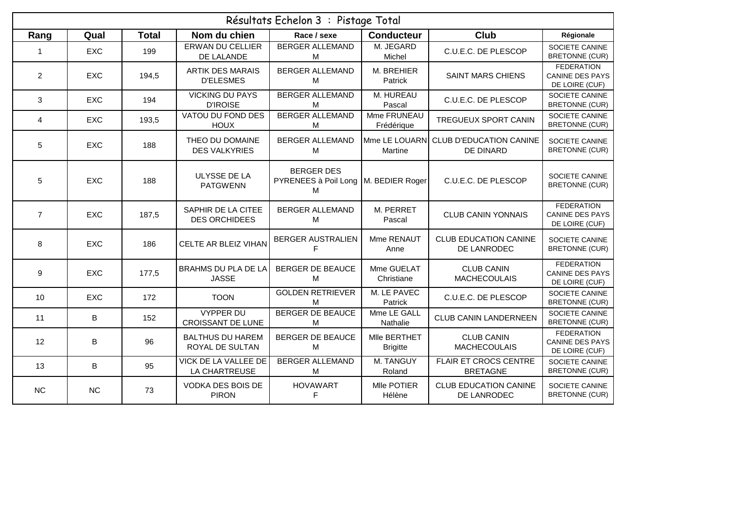# Résultats Echelon 3 : Pistage Total

| Rang | Qual | Total | Nom du chien | Race / sexe | Conducteur | Club | Régionale |
|---|---|---|---|---|---|---|---|
| 1 | EXC | 199 | ERWAN DU CELLIER DE LALANDE | BERGER ALLEMAND M | M. JEGARD Michel | C.U.E.C. DE PLESCOP | SOCIETE CANINE BRETONNE (CUR) |
| 2 | EXC | 194,5 | ARTIK DES MARAIS D'ELESMES | BERGER ALLEMAND M | M. BREHIER Patrick | SAINT MARS CHIENS | FEDERATION CANINE DES PAYS DE LOIRE (CUF) |
| 3 | EXC | 194 | VICKING DU PAYS D'IROISE | BERGER ALLEMAND M | M. HUREAU Pascal | C.U.E.C. DE PLESCOP | SOCIETE CANINE BRETONNE (CUR) |
| 4 | EXC | 193,5 | VATOU DU FOND DES HOUX | BERGER ALLEMAND M | Mme FRUNEAU Frédérique | TREGUEUX SPORT CANIN | SOCIETE CANINE BRETONNE (CUR) |
| 5 | EXC | 188 | THEO DU DOMAINE DES VALKYRIES | BERGER ALLEMAND M | Mme LE LOUARN Martine | CLUB D'EDUCATION CANINE DE DINARD | SOCIETE CANINE BRETONNE (CUR) |
| 5 | EXC | 188 | ULYSSE DE LA PATGWENN | BERGER DES PYRENEES à Poil Long M | M. BEDIER Roger | C.U.E.C. DE PLESCOP | SOCIETE CANINE BRETONNE (CUR) |
| 7 | EXC | 187,5 | SAPHIR DE LA CITEE DES ORCHIDEES | BERGER ALLEMAND M | M. PERRET Pascal | CLUB CANIN YONNAIS | FEDERATION CANINE DES PAYS DE LOIRE (CUF) |
| 8 | EXC | 186 | CELTE AR BLEIZ VIHAN | BERGER AUSTRALIEN F | Mme RENAUT Anne | CLUB EDUCATION CANINE DE LANRODEC | SOCIETE CANINE BRETONNE (CUR) |
| 9 | EXC | 177,5 | BRAHMS DU PLA DE LA JASSE | BERGER DE BEAUCE M | Mme GUELAT Christiane | CLUB CANIN MACHECOULAIS | FEDERATION CANINE DES PAYS DE LOIRE (CUF) |
| 10 | EXC | 172 | TOON | GOLDEN RETRIEVER M | M. LE PAVEC Patrick | C.U.E.C. DE PLESCOP | SOCIETE CANINE BRETONNE (CUR) |
| 11 | B | 152 | VYPPER DU CROISSANT DE LUNE | BERGER DE BEAUCE M | Mme LE GALL Nathalie | CLUB CANIN LANDERNEEN | SOCIETE CANINE BRETONNE (CUR) |
| 12 | B | 96 | BALTHUS DU HAREM ROYAL DE SULTAN | BERGER DE BEAUCE M | Mlle BERTHET Brigitte | CLUB CANIN MACHECOULAIS | FEDERATION CANINE DES PAYS DE LOIRE (CUF) |
| 13 | B | 95 | VICK DE LA VALLEE DE LA CHARTREUSE | BERGER ALLEMAND M | M. TANGUY Roland | FLAIR ET CROCS CENTRE BRETAGNE | SOCIETE CANINE BRETONNE (CUR) |
| NC | NC | 73 | VODKA DES BOIS DE PIRON | HOVAWART F | Mlle POTIER Hélène | CLUB EDUCATION CANINE DE LANRODEC | SOCIETE CANINE BRETONNE (CUR) |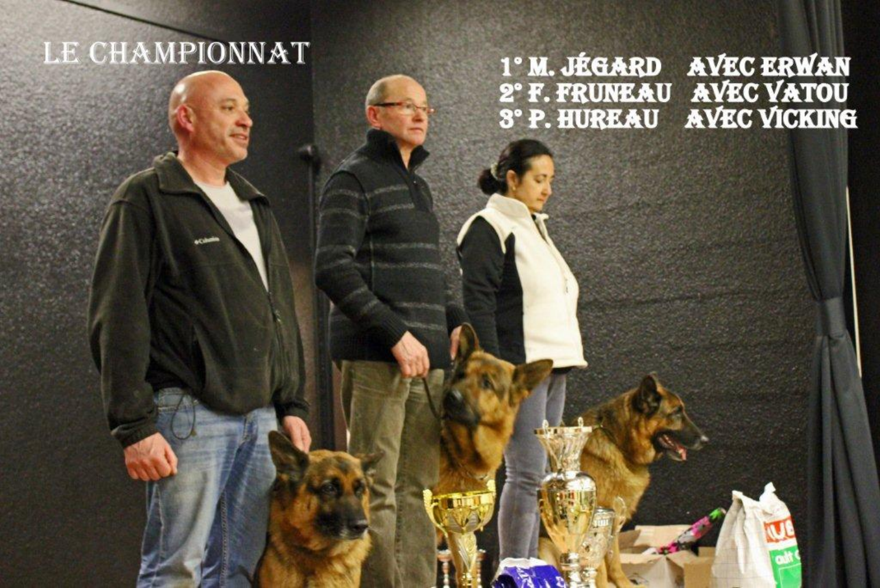LE CHAMPIONNAT

1° M. JÉGARD AVEC ERWAN
2° F. FRUNEAU AVEC VATOU
3° P. HUREAU AVEC VICKING